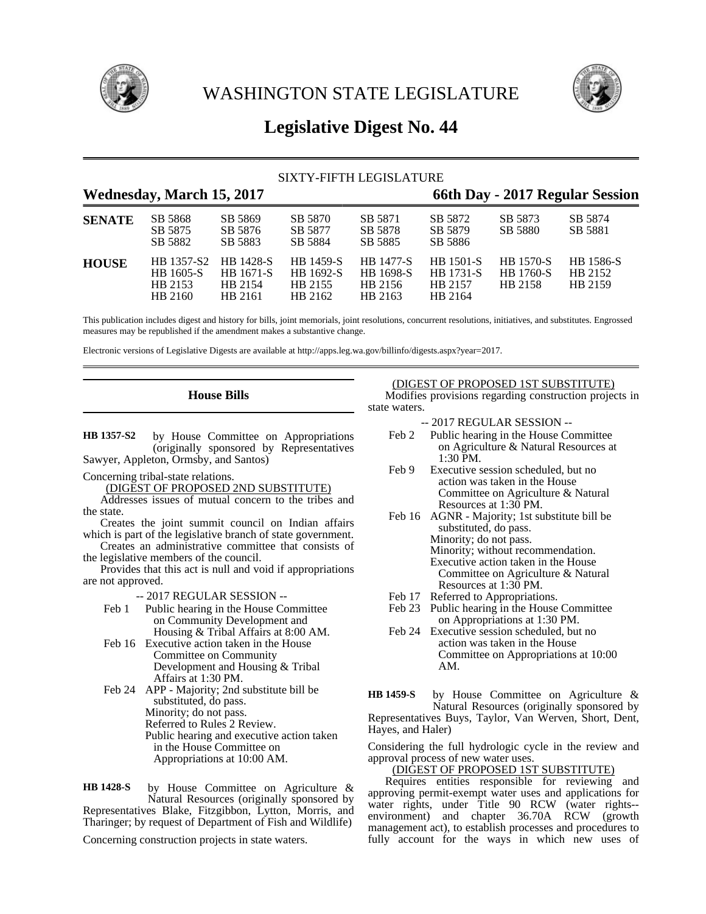# WASHINGTON STATE LEGISLATURE

## Legislative Digest No. 44

SIXTY-FIFTH LEGISLATURE

**Wednesday, March 15, 2017** — **66th Day - 2017 Regular Session**

| | | | | | | | |
|---|---|---|---|---|---|---|---|
| **SENATE** | SB 5868 | SB 5869 | SB 5870 | SB 5871 | SB 5872 | SB 5873 | SB 5874 |
| | SB 5875 | SB 5876 | SB 5877 | SB 5878 | SB 5879 | SB 5880 | SB 5881 |
| | SB 5882 | SB 5883 | SB 5884 | SB 5885 | SB 5886 | | |
| **HOUSE** | HB 1357-S2 | HB 1428-S | HB 1459-S | HB 1477-S | HB 1501-S | HB 1570-S | HB 1586-S |
| | HB 1605-S | HB 1671-S | HB 1692-S | HB 1698-S | HB 1731-S | HB 1760-S | HB 2152 |
| | HB 2153 | HB 2154 | HB 2155 | HB 2156 | HB 2157 | HB 2158 | HB 2159 |
| | HB 2160 | HB 2161 | HB 2162 | HB 2163 | HB 2164 | | |

This publication includes digest and history for bills, joint memorials, joint resolutions, concurrent resolutions, initiatives, and substitutes. Engrossed measures may be republished if the amendment makes a substantive change.

Electronic versions of Legislative Digests are available at http://apps.leg.wa.gov/billinfo/digests.aspx?year=2017.

## House Bills

**HB 1357-S2** by House Committee on Appropriations (originally sponsored by Representatives Sawyer, Appleton, Ormsby, and Santos)

Concerning tribal-state relations.

(DIGEST OF PROPOSED 2ND SUBSTITUTE)

Addresses issues of mutual concern to the tribes and the state.

Creates the joint summit council on Indian affairs which is part of the legislative branch of state government.

Creates an administrative committee that consists of the legislative members of the council.

Provides that this act is null and void if appropriations are not approved.

-- 2017 REGULAR SESSION --

- Feb 1 Public hearing in the House Committee on Community Development and Housing & Tribal Affairs at 8:00 AM.
- Feb 16 Executive action taken in the House Committee on Community Development and Housing & Tribal Affairs at 1:30 PM.
- Feb 24 APP - Majority; 2nd substitute bill be substituted, do pass.
  Minority; do not pass.
  Referred to Rules 2 Review.
  Public hearing and executive action taken in the House Committee on Appropriations at 10:00 AM.

**HB 1428-S** by House Committee on Agriculture & Natural Resources (originally sponsored by Representatives Blake, Fitzgibbon, Lytton, Morris, and Tharinger; by request of Department of Fish and Wildlife)

Concerning construction projects in state waters.

(DIGEST OF PROPOSED 1ST SUBSTITUTE)

Modifies provisions regarding construction projects in state waters.

-- 2017 REGULAR SESSION --

- Feb 2 Public hearing in the House Committee on Agriculture & Natural Resources at 1:30 PM.
- Feb 9 Executive session scheduled, but no action was taken in the House Committee on Agriculture & Natural Resources at 1:30 PM.
- Feb 16 AGNR - Majority; 1st substitute bill be substituted, do pass.
  Minority; do not pass.
  Minority; without recommendation.
  Executive action taken in the House Committee on Agriculture & Natural Resources at 1:30 PM.
- Feb 17 Referred to Appropriations.
- Feb 23 Public hearing in the House Committee on Appropriations at 1:30 PM.
- Feb 24 Executive session scheduled, but no action was taken in the House Committee on Appropriations at 10:00 AM.

**HB 1459-S** by House Committee on Agriculture & Natural Resources (originally sponsored by Representatives Buys, Taylor, Van Werven, Short, Dent, Hayes, and Haler)

Considering the full hydrologic cycle in the review and approval process of new water uses.

(DIGEST OF PROPOSED 1ST SUBSTITUTE)

Requires entities responsible for reviewing and approving permit-exempt water uses and applications for water rights, under Title 90 RCW (water rights--environment) and chapter 36.70A RCW (growth management act), to establish processes and procedures to fully account for the ways in which new uses of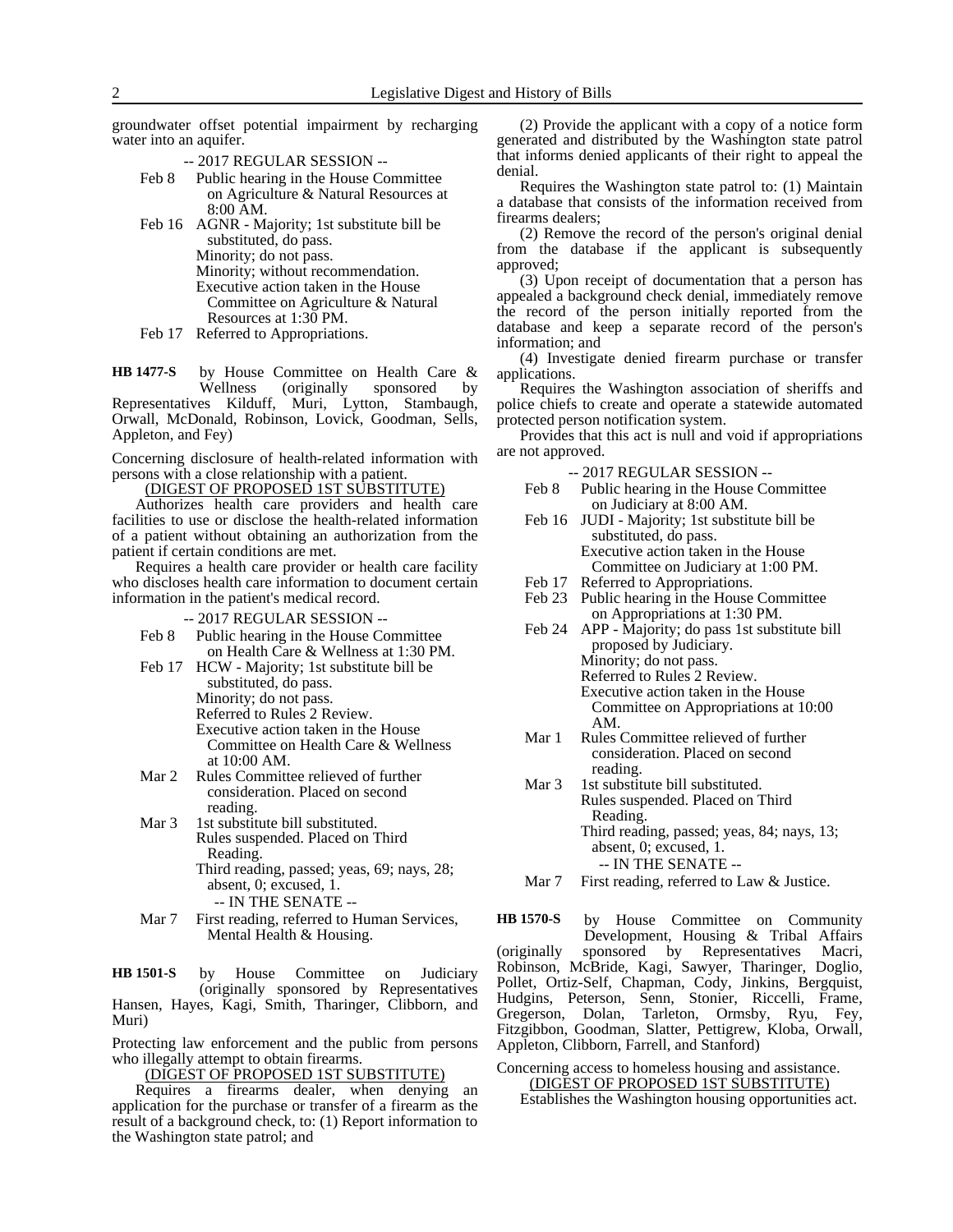groundwater offset potential impairment by recharging water into an aquifer.

-- 2017 REGULAR SESSION --

Feb 8 Public hearing in the House Committee on Agriculture & Natural Resources at 8:00 AM.

Feb 16 AGNR - Majority; 1st substitute bill be substituted, do pass.
Minority; do not pass.
Minority; without recommendation.
Executive action taken in the House Committee on Agriculture & Natural Resources at 1:30 PM.

Feb 17 Referred to Appropriations.

**HB 1477-S** by House Committee on Health Care & Wellness (originally sponsored by Representatives Kilduff, Muri, Lytton, Stambaugh, Orwall, McDonald, Robinson, Lovick, Goodman, Sells, Appleton, and Fey)

Concerning disclosure of health-related information with persons with a close relationship with a patient.

(DIGEST OF PROPOSED 1ST SUBSTITUTE)

Authorizes health care providers and health care facilities to use or disclose the health-related information of a patient without obtaining an authorization from the patient if certain conditions are met.

Requires a health care provider or health care facility who discloses health care information to document certain information in the patient's medical record.

-- 2017 REGULAR SESSION --

Feb 8 Public hearing in the House Committee on Health Care & Wellness at 1:30 PM.

Feb 17 HCW - Majority; 1st substitute bill be substituted, do pass.
Minority; do not pass.
Referred to Rules 2 Review.
Executive action taken in the House Committee on Health Care & Wellness at 10:00 AM.

Mar 2 Rules Committee relieved of further consideration. Placed on second reading.

Mar 3 1st substitute bill substituted.
Rules suspended. Placed on Third Reading.
Third reading, passed; yeas, 69; nays, 28; absent, 0; excused, 1.

-- IN THE SENATE --

Mar 7 First reading, referred to Human Services, Mental Health & Housing.

**HB 1501-S** by House Committee on Judiciary (originally sponsored by Representatives Hansen, Hayes, Kagi, Smith, Tharinger, Clibborn, and Muri)

Protecting law enforcement and the public from persons who illegally attempt to obtain firearms.

(DIGEST OF PROPOSED 1ST SUBSTITUTE)

Requires a firearms dealer, when denying an application for the purchase or transfer of a firearm as the result of a background check, to: (1) Report information to the Washington state patrol; and

(2) Provide the applicant with a copy of a notice form generated and distributed by the Washington state patrol that informs denied applicants of their right to appeal the denial.

Requires the Washington state patrol to: (1) Maintain a database that consists of the information received from firearms dealers;

(2) Remove the record of the person's original denial from the database if the applicant is subsequently approved;

(3) Upon receipt of documentation that a person has appealed a background check denial, immediately remove the record of the person initially reported from the database and keep a separate record of the person's information; and

(4) Investigate denied firearm purchase or transfer applications.

Requires the Washington association of sheriffs and police chiefs to create and operate a statewide automated protected person notification system.

Provides that this act is null and void if appropriations are not approved.

-- 2017 REGULAR SESSION --

Feb 8 Public hearing in the House Committee on Judiciary at 8:00 AM.

Feb 16 JUDI - Majority; 1st substitute bill be substituted, do pass.
Executive action taken in the House Committee on Judiciary at 1:00 PM.

Feb 17 Referred to Appropriations.

Feb 23 Public hearing in the House Committee on Appropriations at 1:30 PM.

Feb 24 APP - Majority; do pass 1st substitute bill proposed by Judiciary.
Minority; do not pass.
Referred to Rules 2 Review.
Executive action taken in the House Committee on Appropriations at 10:00 AM.

Mar 1 Rules Committee relieved of further consideration. Placed on second reading.

Mar 3 1st substitute bill substituted.
Rules suspended. Placed on Third Reading.
Third reading, passed; yeas, 84; nays, 13; absent, 0; excused, 1.

-- IN THE SENATE --

Mar 7 First reading, referred to Law & Justice.

**HB 1570-S** by House Committee on Community Development, Housing & Tribal Affairs (originally sponsored by Representatives Macri, Robinson, McBride, Kagi, Sawyer, Tharinger, Doglio, Pollet, Ortiz-Self, Chapman, Cody, Jinkins, Bergquist, Hudgins, Peterson, Senn, Stonier, Riccelli, Frame, Gregerson, Dolan, Tarleton, Ormsby, Ryu, Fey, Fitzgibbon, Goodman, Slatter, Pettigrew, Kloba, Orwall, Appleton, Clibborn, Farrell, and Stanford)

Concerning access to homeless housing and assistance.

(DIGEST OF PROPOSED 1ST SUBSTITUTE)

Establishes the Washington housing opportunities act.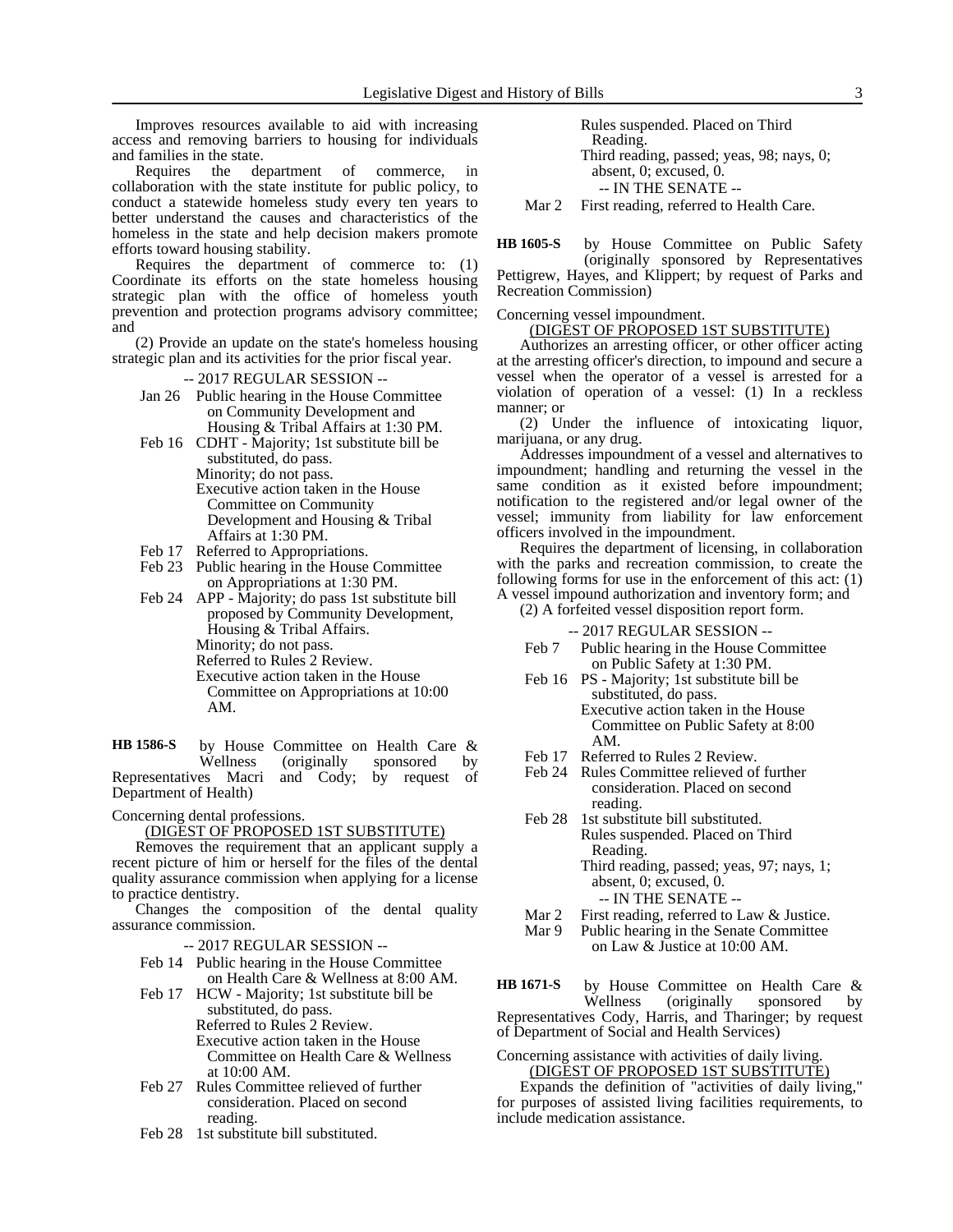Improves resources available to aid with increasing access and removing barriers to housing for individuals and families in the state.

Requires the department of commerce, in collaboration with the state institute for public policy, to conduct a statewide homeless study every ten years to better understand the causes and characteristics of the homeless in the state and help decision makers promote efforts toward housing stability.

Requires the department of commerce to: (1) Coordinate its efforts on the state homeless housing strategic plan with the office of homeless youth prevention and protection programs advisory committee; and

(2) Provide an update on the state's homeless housing strategic plan and its activities for the prior fiscal year.

-- 2017 REGULAR SESSION --

Jan 26 Public hearing in the House Committee on Community Development and Housing & Tribal Affairs at 1:30 PM.

Feb 16 CDHT - Majority; 1st substitute bill be substituted, do pass.
Minority; do not pass.
Executive action taken in the House Committee on Community Development and Housing & Tribal Affairs at 1:30 PM.

Feb 17 Referred to Appropriations.

Feb 23 Public hearing in the House Committee on Appropriations at 1:30 PM.

Feb 24 APP - Majority; do pass 1st substitute bill proposed by Community Development, Housing & Tribal Affairs.
Minority; do not pass.
Referred to Rules 2 Review.
Executive action taken in the House Committee on Appropriations at 10:00 AM.

**HB 1586-S** by House Committee on Health Care & Wellness (originally sponsored by Representatives Macri and Cody; by request of Department of Health)

Concerning dental professions.

(DIGEST OF PROPOSED 1ST SUBSTITUTE)

Removes the requirement that an applicant supply a recent picture of him or herself for the files of the dental quality assurance commission when applying for a license to practice dentistry.

Changes the composition of the dental quality assurance commission.

-- 2017 REGULAR SESSION --

Feb 14 Public hearing in the House Committee on Health Care & Wellness at 8:00 AM.

Feb 17 HCW - Majority; 1st substitute bill be substituted, do pass.
Referred to Rules 2 Review.
Executive action taken in the House Committee on Health Care & Wellness at 10:00 AM.

Feb 27 Rules Committee relieved of further consideration. Placed on second reading.

Feb 28 1st substitute bill substituted.
Rules suspended. Placed on Third Reading.
Third reading, passed; yeas, 98; nays, 0; absent, 0; excused, 0.

-- IN THE SENATE --

Mar 2 First reading, referred to Health Care.

**HB 1605-S** by House Committee on Public Safety (originally sponsored by Representatives Pettigrew, Hayes, and Klippert; by request of Parks and Recreation Commission)

Concerning vessel impoundment.

(DIGEST OF PROPOSED 1ST SUBSTITUTE)

Authorizes an arresting officer, or other officer acting at the arresting officer's direction, to impound and secure a vessel when the operator of a vessel is arrested for a violation of operation of a vessel: (1) In a reckless manner; or

(2) Under the influence of intoxicating liquor, marijuana, or any drug.

Addresses impoundment of a vessel and alternatives to impoundment; handling and returning the vessel in the same condition as it existed before impoundment; notification to the registered and/or legal owner of the vessel; immunity from liability for law enforcement officers involved in the impoundment.

Requires the department of licensing, in collaboration with the parks and recreation commission, to create the following forms for use in the enforcement of this act: (1) A vessel impound authorization and inventory form; and

(2) A forfeited vessel disposition report form.

-- 2017 REGULAR SESSION --

Feb 7 Public hearing in the House Committee on Public Safety at 1:30 PM.

Feb 16 PS - Majority; 1st substitute bill be substituted, do pass.
Executive action taken in the House Committee on Public Safety at 8:00 AM.

Feb 17 Referred to Rules 2 Review.

Feb 24 Rules Committee relieved of further consideration. Placed on second reading.

Feb 28 1st substitute bill substituted.
Rules suspended. Placed on Third Reading.
Third reading, passed; yeas, 97; nays, 1; absent, 0; excused, 0.

-- IN THE SENATE --

Mar 2 First reading, referred to Law & Justice.

Mar 9 Public hearing in the Senate Committee on Law & Justice at 10:00 AM.

**HB 1671-S** by House Committee on Health Care & Wellness (originally sponsored by Representatives Cody, Harris, and Tharinger; by request of Department of Social and Health Services)

Concerning assistance with activities of daily living.

(DIGEST OF PROPOSED 1ST SUBSTITUTE)

Expands the definition of "activities of daily living," for purposes of assisted living facilities requirements, to include medication assistance.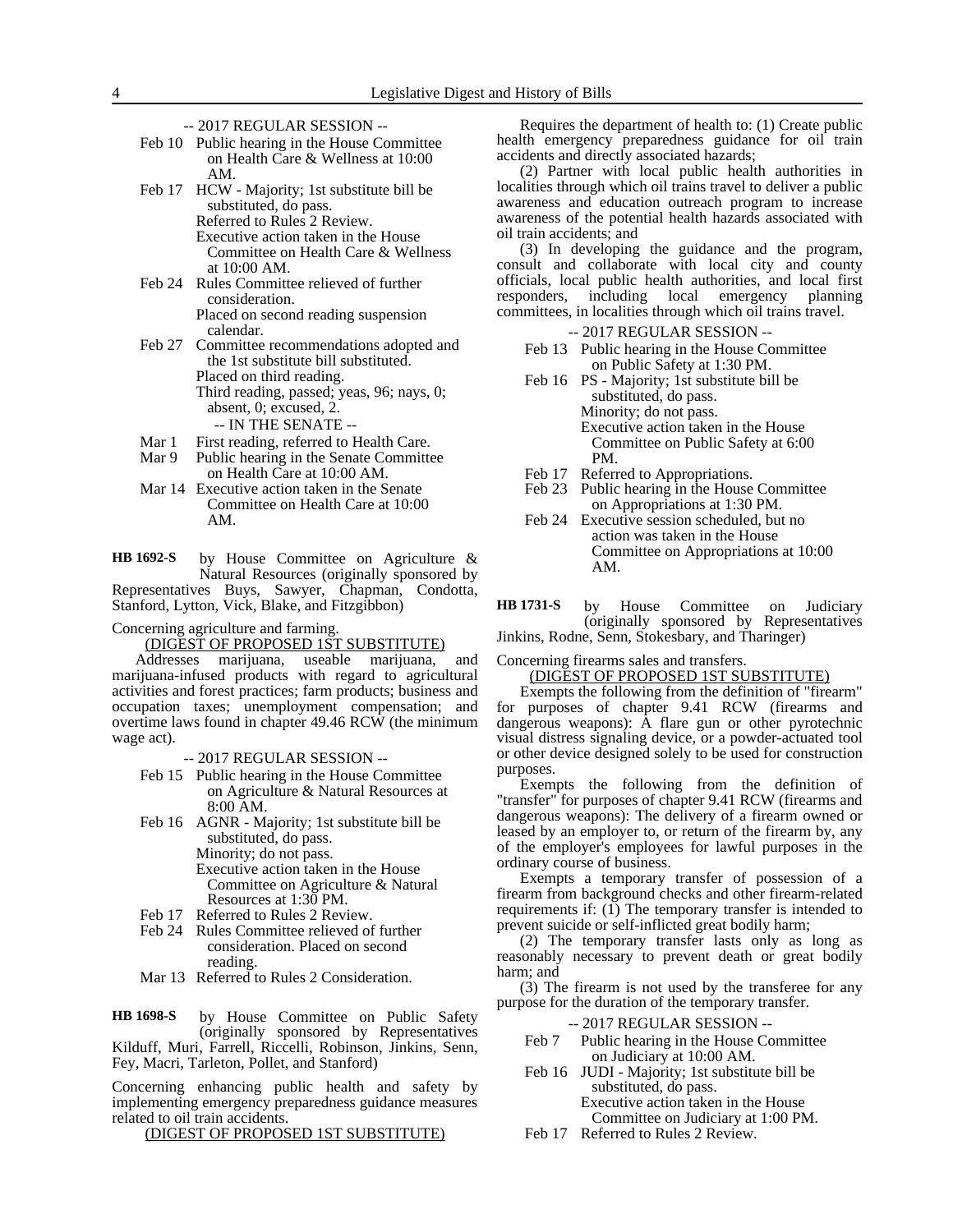-- 2017 REGULAR SESSION --

- Feb 10 Public hearing in the House Committee on Health Care & Wellness at 10:00 AM.
- Feb 17 HCW - Majority; 1st substitute bill be substituted, do pass.
  Referred to Rules 2 Review.
  Executive action taken in the House Committee on Health Care & Wellness at 10:00 AM.
- Feb 24 Rules Committee relieved of further consideration.
  Placed on second reading suspension calendar.
- Feb 27 Committee recommendations adopted and the 1st substitute bill substituted.
  Placed on third reading.
  Third reading, passed; yeas, 96; nays, 0; absent, 0; excused, 2.

-- IN THE SENATE --

- Mar 1 First reading, referred to Health Care.
- Mar 9 Public hearing in the Senate Committee on Health Care at 10:00 AM.
- Mar 14 Executive action taken in the Senate Committee on Health Care at 10:00 AM.

**HB 1692-S** by House Committee on Agriculture & Natural Resources (originally sponsored by Representatives Buys, Sawyer, Chapman, Condotta, Stanford, Lytton, Vick, Blake, and Fitzgibbon)

Concerning agriculture and farming.

(DIGEST OF PROPOSED 1ST SUBSTITUTE)

Addresses marijuana, useable marijuana, and marijuana-infused products with regard to agricultural activities and forest practices; farm products; business and occupation taxes; unemployment compensation; and overtime laws found in chapter 49.46 RCW (the minimum wage act).

-- 2017 REGULAR SESSION --

- Feb 15 Public hearing in the House Committee on Agriculture & Natural Resources at 8:00 AM.
- Feb 16 AGNR - Majority; 1st substitute bill be substituted, do pass.
  Minority; do not pass.
  Executive action taken in the House Committee on Agriculture & Natural Resources at 1:30 PM.
- Feb 17 Referred to Rules 2 Review.
- Feb 24 Rules Committee relieved of further consideration. Placed on second reading.
- Mar 13 Referred to Rules 2 Consideration.

**HB 1698-S** by House Committee on Public Safety (originally sponsored by Representatives Kilduff, Muri, Farrell, Riccelli, Robinson, Jinkins, Senn, Fey, Macri, Tarleton, Pollet, and Stanford)

Concerning enhancing public health and safety by implementing emergency preparedness guidance measures related to oil train accidents.

(DIGEST OF PROPOSED 1ST SUBSTITUTE)

Requires the department of health to: (1) Create public health emergency preparedness guidance for oil train accidents and directly associated hazards;

(2) Partner with local public health authorities in localities through which oil trains travel to deliver a public awareness and education outreach program to increase awareness of the potential health hazards associated with oil train accidents; and

(3) In developing the guidance and the program, consult and collaborate with local city and county officials, local public health authorities, and local first responders, including local emergency planning committees, in localities through which oil trains travel.

-- 2017 REGULAR SESSION --

- Feb 13 Public hearing in the House Committee on Public Safety at 1:30 PM.
- Feb 16 PS - Majority; 1st substitute bill be substituted, do pass.
  Minority; do not pass.
  Executive action taken in the House Committee on Public Safety at 6:00 PM.
- Feb 17 Referred to Appropriations.
- Feb 23 Public hearing in the House Committee on Appropriations at 1:30 PM.
- Feb 24 Executive session scheduled, but no action was taken in the House Committee on Appropriations at 10:00 AM.

**HB 1731-S** by House Committee on Judiciary (originally sponsored by Representatives Jinkins, Rodne, Senn, Stokesbary, and Tharinger)

Concerning firearms sales and transfers.

(DIGEST OF PROPOSED 1ST SUBSTITUTE)

Exempts the following from the definition of "firearm" for purposes of chapter 9.41 RCW (firearms and dangerous weapons): A flare gun or other pyrotechnic visual distress signaling device, or a powder-actuated tool or other device designed solely to be used for construction purposes.

Exempts the following from the definition of "transfer" for purposes of chapter 9.41 RCW (firearms and dangerous weapons): The delivery of a firearm owned or leased by an employer to, or return of the firearm by, any of the employer's employees for lawful purposes in the ordinary course of business.

Exempts a temporary transfer of possession of a firearm from background checks and other firearm-related requirements if: (1) The temporary transfer is intended to prevent suicide or self-inflicted great bodily harm;

(2) The temporary transfer lasts only as long as reasonably necessary to prevent death or great bodily harm; and

(3) The firearm is not used by the transferee for any purpose for the duration of the temporary transfer.

-- 2017 REGULAR SESSION --

- Feb 7 Public hearing in the House Committee on Judiciary at 10:00 AM.
- Feb 16 JUDI - Majority; 1st substitute bill be substituted, do pass.
  Executive action taken in the House Committee on Judiciary at 1:00 PM.
- Feb 17 Referred to Rules 2 Review.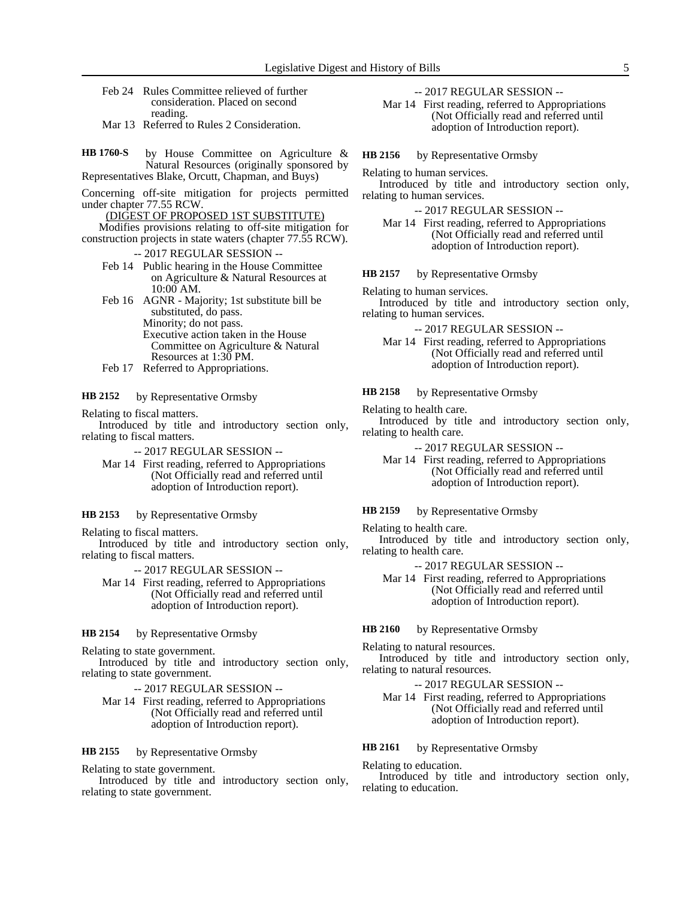Feb 24 Rules Committee relieved of further consideration. Placed on second reading.

Mar 13 Referred to Rules 2 Consideration.

**HB 1760-S** by House Committee on Agriculture & Natural Resources (originally sponsored by Representatives Blake, Orcutt, Chapman, and Buys)

Concerning off-site mitigation for projects permitted under chapter 77.55 RCW.

(DIGEST OF PROPOSED 1ST SUBSTITUTE)

Modifies provisions relating to off-site mitigation for construction projects in state waters (chapter 77.55 RCW).

-- 2017 REGULAR SESSION --

Feb 14 Public hearing in the House Committee on Agriculture & Natural Resources at 10:00 AM.

Feb 16 AGNR - Majority; 1st substitute bill be substituted, do pass.
Minority; do not pass.
Executive action taken in the House Committee on Agriculture & Natural Resources at 1:30 PM.

Feb 17 Referred to Appropriations.

**HB 2152** by Representative Ormsby

Relating to fiscal matters.

Introduced by title and introductory section only, relating to fiscal matters.

-- 2017 REGULAR SESSION --

Mar 14 First reading, referred to Appropriations (Not Officially read and referred until adoption of Introduction report).

**HB 2153** by Representative Ormsby

Relating to fiscal matters.

Introduced by title and introductory section only, relating to fiscal matters.

-- 2017 REGULAR SESSION --

Mar 14 First reading, referred to Appropriations (Not Officially read and referred until adoption of Introduction report).

**HB 2154** by Representative Ormsby

Relating to state government.

Introduced by title and introductory section only, relating to state government.

-- 2017 REGULAR SESSION --

Mar 14 First reading, referred to Appropriations (Not Officially read and referred until adoption of Introduction report).

**HB 2155** by Representative Ormsby

Relating to state government.

Introduced by title and introductory section only, relating to state government.

-- 2017 REGULAR SESSION --

Mar 14 First reading, referred to Appropriations (Not Officially read and referred until adoption of Introduction report).

**HB 2156** by Representative Ormsby

Relating to human services.

Introduced by title and introductory section only, relating to human services.

-- 2017 REGULAR SESSION --

Mar 14 First reading, referred to Appropriations (Not Officially read and referred until adoption of Introduction report).

**HB 2157** by Representative Ormsby

Relating to human services.

Introduced by title and introductory section only, relating to human services.

-- 2017 REGULAR SESSION --

Mar 14 First reading, referred to Appropriations (Not Officially read and referred until adoption of Introduction report).

**HB 2158** by Representative Ormsby

Relating to health care.

Introduced by title and introductory section only, relating to health care.

-- 2017 REGULAR SESSION --

Mar 14 First reading, referred to Appropriations (Not Officially read and referred until adoption of Introduction report).

**HB 2159** by Representative Ormsby

Relating to health care.

Introduced by title and introductory section only, relating to health care.

-- 2017 REGULAR SESSION --

Mar 14 First reading, referred to Appropriations (Not Officially read and referred until adoption of Introduction report).

**HB 2160** by Representative Ormsby

Relating to natural resources.

Introduced by title and introductory section only, relating to natural resources.

-- 2017 REGULAR SESSION --

Mar 14 First reading, referred to Appropriations (Not Officially read and referred until adoption of Introduction report).

**HB 2161** by Representative Ormsby

Relating to education.

Introduced by title and introductory section only, relating to education.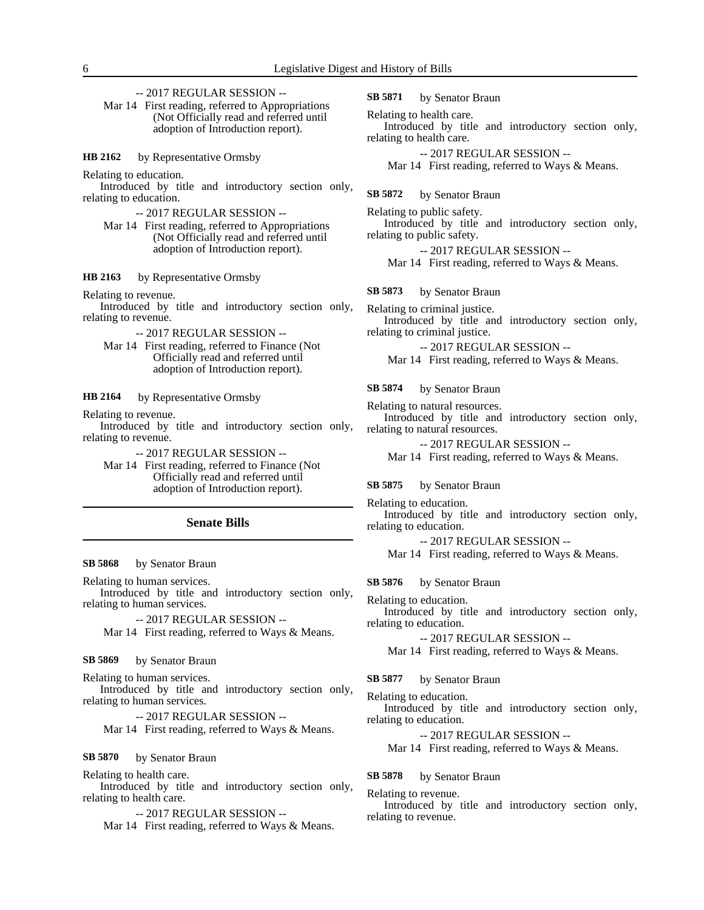-- 2017 REGULAR SESSION --

Mar 14 First reading, referred to Appropriations (Not Officially read and referred until adoption of Introduction report).

**HB 2162** by Representative Ormsby

Relating to education.

Introduced by title and introductory section only, relating to education.

-- 2017 REGULAR SESSION --

Mar 14 First reading, referred to Appropriations (Not Officially read and referred until adoption of Introduction report).

**HB 2163** by Representative Ormsby

Relating to revenue.

Introduced by title and introductory section only, relating to revenue.

-- 2017 REGULAR SESSION --

Mar 14 First reading, referred to Finance (Not Officially read and referred until adoption of Introduction report).

**HB 2164** by Representative Ormsby

Relating to revenue.

Introduced by title and introductory section only, relating to revenue.

-- 2017 REGULAR SESSION --

Mar 14 First reading, referred to Finance (Not Officially read and referred until adoption of Introduction report).

## Senate Bills

**SB 5868** by Senator Braun

Relating to human services.

Introduced by title and introductory section only, relating to human services.

-- 2017 REGULAR SESSION --

Mar 14 First reading, referred to Ways & Means.

**SB 5869** by Senator Braun

Relating to human services.

Introduced by title and introductory section only, relating to human services.

-- 2017 REGULAR SESSION --

Mar 14 First reading, referred to Ways & Means.

**SB 5870** by Senator Braun

Relating to health care.

Introduced by title and introductory section only, relating to health care.

-- 2017 REGULAR SESSION --

Mar 14 First reading, referred to Ways & Means.

**SB 5871** by Senator Braun

Relating to health care.

Introduced by title and introductory section only, relating to health care.

-- 2017 REGULAR SESSION --

Mar 14 First reading, referred to Ways & Means.

**SB 5872** by Senator Braun

Relating to public safety.

Introduced by title and introductory section only, relating to public safety.

-- 2017 REGULAR SESSION --

Mar 14 First reading, referred to Ways & Means.

**SB 5873** by Senator Braun

Relating to criminal justice.

Introduced by title and introductory section only, relating to criminal justice.

-- 2017 REGULAR SESSION --

Mar 14 First reading, referred to Ways & Means.

**SB 5874** by Senator Braun

Relating to natural resources.

Introduced by title and introductory section only, relating to natural resources.

-- 2017 REGULAR SESSION --

Mar 14 First reading, referred to Ways & Means.

**SB 5875** by Senator Braun

Relating to education.

Introduced by title and introductory section only, relating to education.

-- 2017 REGULAR SESSION --

Mar 14 First reading, referred to Ways & Means.

**SB 5876** by Senator Braun

Relating to education.

Introduced by title and introductory section only, relating to education.

-- 2017 REGULAR SESSION --

Mar 14 First reading, referred to Ways & Means.

**SB 5877** by Senator Braun

Relating to education.

Introduced by title and introductory section only, relating to education.

-- 2017 REGULAR SESSION --

Mar 14 First reading, referred to Ways & Means.

**SB 5878** by Senator Braun

Relating to revenue.

Introduced by title and introductory section only, relating to revenue.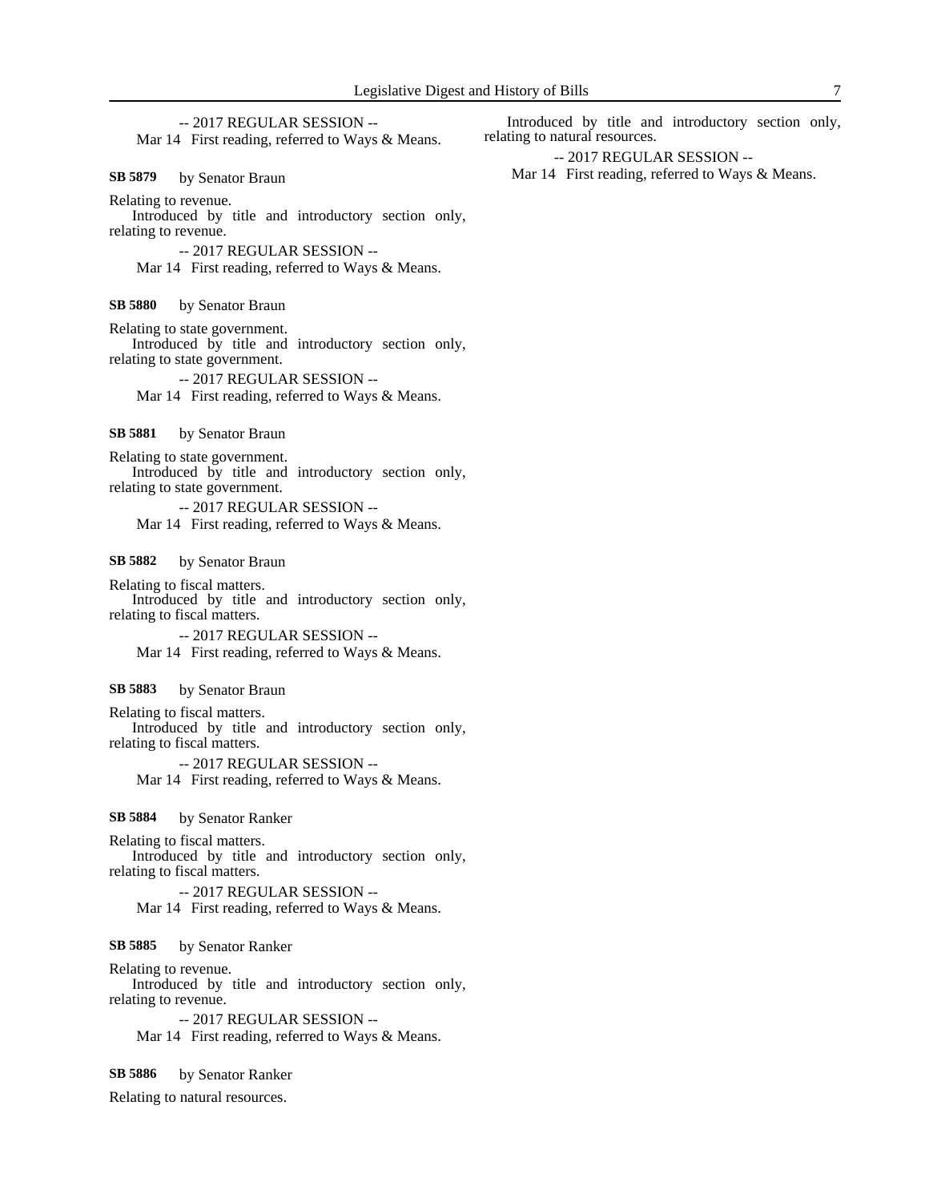-- 2017 REGULAR SESSION --

Mar 14 First reading, referred to Ways & Means.

**SB 5879** by Senator Braun

Relating to revenue.

Introduced by title and introductory section only, relating to revenue.

-- 2017 REGULAR SESSION --

Mar 14 First reading, referred to Ways & Means.

**SB 5880** by Senator Braun

Relating to state government.

Introduced by title and introductory section only, relating to state government.

-- 2017 REGULAR SESSION --

Mar 14 First reading, referred to Ways & Means.

**SB 5881** by Senator Braun

Relating to state government.

Introduced by title and introductory section only, relating to state government.

-- 2017 REGULAR SESSION --

Mar 14 First reading, referred to Ways & Means.

**SB 5882** by Senator Braun

Relating to fiscal matters.

Introduced by title and introductory section only, relating to fiscal matters.

-- 2017 REGULAR SESSION --

Mar 14 First reading, referred to Ways & Means.

**SB 5883** by Senator Braun

Relating to fiscal matters.

Introduced by title and introductory section only, relating to fiscal matters.

-- 2017 REGULAR SESSION --

Mar 14 First reading, referred to Ways & Means.

**SB 5884** by Senator Ranker

Relating to fiscal matters.

Introduced by title and introductory section only, relating to fiscal matters.

-- 2017 REGULAR SESSION --

Mar 14 First reading, referred to Ways & Means.

**SB 5885** by Senator Ranker

Relating to revenue.

Introduced by title and introductory section only, relating to revenue.

-- 2017 REGULAR SESSION --

Mar 14 First reading, referred to Ways & Means.

**SB 5886** by Senator Ranker

Relating to natural resources.

Introduced by title and introductory section only, relating to natural resources.

-- 2017 REGULAR SESSION --

Mar 14 First reading, referred to Ways & Means.